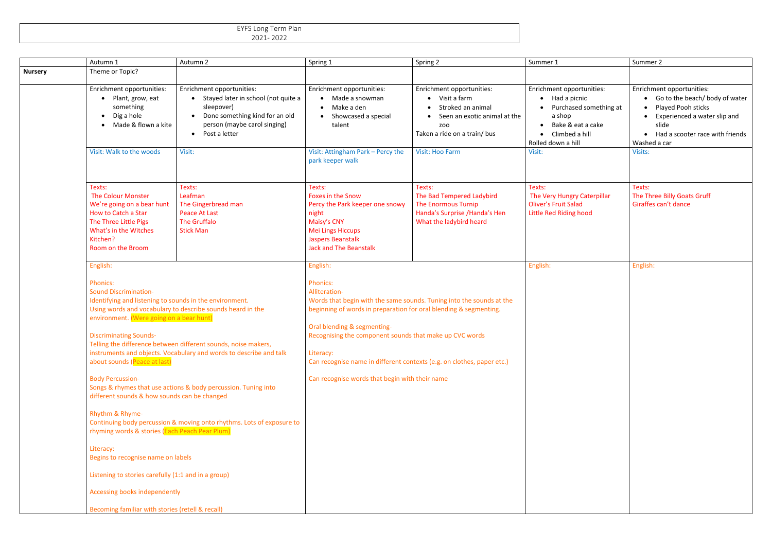EYFS Long Term Plan
2021- 2022

| | Autumn 1 | Autumn 2 | Spring 1 | Spring 2 | Summer 1 | Summer 2 |
|---|---|---|---|---|---|---|
| **Nursery** | Theme or Topic? | | | | | |
| | Enrichment opportunities:<br>• Plant, grow, eat something<br>• Dig a hole<br>• Made & flown a kite | Enrichment opportunities:<br>• Stayed later in school (not quite a sleepover)<br>• Done something kind for an old person (maybe carol singing)<br>• Post a letter | Enrichment opportunities:<br>• Made a snowman<br>• Make a den<br>• Showcased a special talent | Enrichment opportunities:<br>• Visit a farm<br>• Stroked an animal<br>• Seen an exotic animal at the zoo<br>Taken a ride on a train/ bus | Enrichment opportunities:<br>• Had a picnic<br>• Purchased something at a shop<br>• Bake & eat a cake<br>• Climbed a hill<br>Rolled down a hill | Enrichment opportunities:<br>• Go to the beach/ body of water<br>• Played Pooh sticks<br>• Experienced a water slip and slide<br>• Had a scooter race with friends<br>Washed a car |
| | Visit: Walk to the woods | Visit: | Visit: Attingham Park – Percy the park keeper walk | Visit: Hoo Farm | Visit: | Visits: |
| | Texts:<br>The Colour Monster<br>We're going on a bear hunt<br>How to Catch a Star<br>The Three Little Pigs<br>What's in the Witches Kitchen?<br>Room on the Broom | Texts:<br>Leafman<br>The Gingerbread man<br>Peace At Last<br>The Gruffalo<br>Stick Man | Texts:<br>Foxes in the Snow<br>Percy the Park keeper one snowy night<br>Maisy's CNY<br>Mei Lings Hiccups<br>Jaspers Beanstalk<br>Jack and The Beanstalk | Texts:<br>The Bad Tempered Ladybird<br>The Enormous Turnip<br>Handa's Surprise /Handa's Hen<br>What the ladybird heard | Texts:<br>The Very Hungry Caterpillar<br>Oliver's Fruit Salad<br>Little Red Riding hood | Texts:<br>The Three Billy Goats Gruff<br>Giraffes can't dance |
| | English:<br><br>Phonics:<br>Sound Discrimination-<br>Identifying and listening to sounds in the environment.<br>Using words and vocabulary to describe sounds heard in the environment. (Were going on a bear hunt)<br><br>Discriminating Sounds-<br>Telling the difference between different sounds, noise makers, instruments and objects. Vocabulary and words to describe and talk about sounds (Peace at last)<br><br>Body Percussion-<br>Songs & rhymes that use actions & body percussion. Tuning into different sounds & how sounds can be changed<br><br>Rhythm & Rhyme-<br>Continuing body percussion & moving onto rhythms. Lots of exposure to rhyming words & stories (Each Peach Pear Plum)<br><br>Literacy:<br>Begins to recognise name on labels<br><br>Listening to stories carefully (1:1 and in a group)<br><br>Accessing books independently<br><br>Becoming familiar with stories (retell & recall) | | English:<br><br>Phonics:<br>Alliteration-<br>Words that begin with the same sounds. Tuning into the sounds at the beginning of words in preparation for oral blending & segmenting.<br><br>Oral blending & segmenting-<br>Recognising the component sounds that make up CVC words<br><br>Literacy:<br>Can recognise name in different contexts (e.g. on clothes, paper etc.)<br><br>Can recognise words that begin with their name | | English: | English: |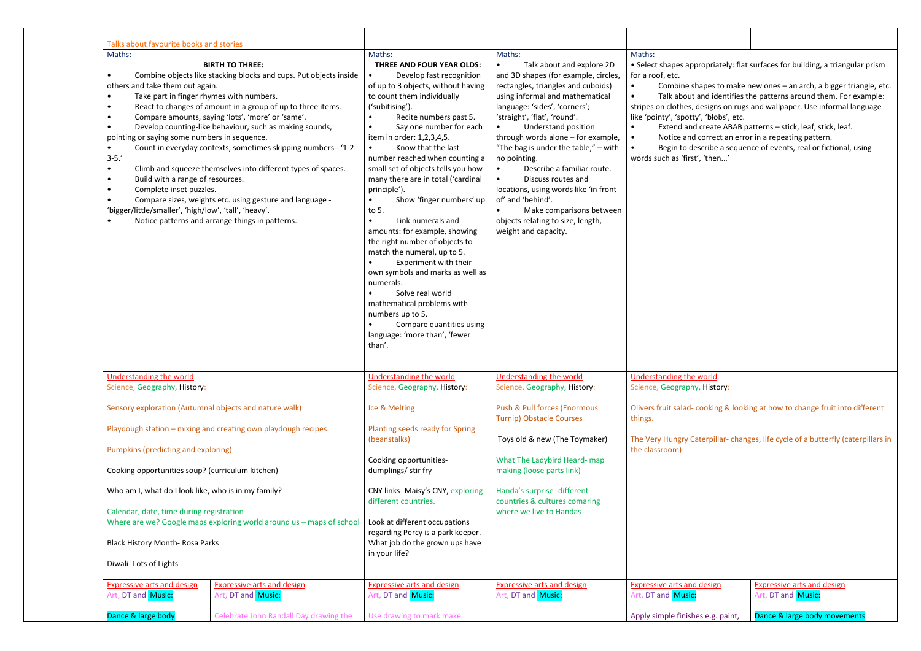| | | | | | |
|---|---|---|---|---|---|
| Talks about favourite books and stories | | | | | |
| Maths:<br>**BIRTH TO THREE:**<br>• Combine objects like stacking blocks and cups. Put objects inside others and take them out again.<br>• Take part in finger rhymes with numbers.<br>• React to changes of amount in a group of up to three items.<br>• Compare amounts, saying 'lots', 'more' or 'same'.<br>• Develop counting-like behaviour, such as making sounds, pointing or saying some numbers in sequence.<br>• Count in everyday contexts, sometimes skipping numbers - '1-2-3-5.'<br>• Climb and squeeze themselves into different types of spaces.<br>• Build with a range of resources.<br>• Complete inset puzzles.<br>• Compare sizes, weights etc. using gesture and language - 'bigger/little/smaller', 'high/low', 'tall', 'heavy'.<br>• Notice patterns and arrange things in patterns. | | Maths:<br>**THREE AND FOUR YEAR OLDS:**<br>• Develop fast recognition of up to 3 objects, without having to count them individually ('subitising').<br>• Recite numbers past 5.<br>• Say one number for each item in order: 1,2,3,4,5.<br>• Know that the last number reached when counting a small set of objects tells you how many there are in total ('cardinal principle').<br>• Show 'finger numbers' up to 5.<br>• Link numerals and amounts: for example, showing the right number of objects to match the numeral, up to 5.<br>• Experiment with their own symbols and marks as well as numerals.<br>• Solve real world mathematical problems with numbers up to 5.<br>• Compare quantities using language: 'more than', 'fewer than'. | Maths:<br>• Talk about and explore 2D and 3D shapes (for example, circles, rectangles, triangles and cuboids) using informal and mathematical language: 'sides', 'corners'; 'straight', 'flat', 'round'.<br>• Understand position through words alone – for example, "The bag is under the table," – with no pointing.<br>• Describe a familiar route.<br>• Discuss routes and locations, using words like 'in front of' and 'behind'.<br>• Make comparisons between objects relating to size, length, weight and capacity. | Maths:<br>• Select shapes appropriately: flat surfaces for building, a triangular prism for a roof, etc.<br>• Combine shapes to make new ones – an arch, a bigger triangle, etc.<br>• Talk about and identifies the patterns around them. For example: stripes on clothes, designs on rugs and wallpaper. Use informal language like 'pointy', 'spotty', 'blobs', etc.<br>• Extend and create ABAB patterns – stick, leaf, stick, leaf.<br>• Notice and correct an error in a repeating pattern.<br>• Begin to describe a sequence of events, real or fictional, using words such as 'first', 'then…' | |
| Understanding the world<br>Science, Geography, History:<br><br>Sensory exploration (Autumnal objects and nature walk)<br><br>Playdough station – mixing and creating own playdough recipes.<br><br>Pumpkins (predicting and exploring)<br><br>Cooking opportunities soup? (curriculum kitchen)<br><br>Who am I, what do I look like, who is in my family?<br><br>Calendar, date, time during registration<br>Where are we? Google maps exploring world around us – maps of school<br><br>Black History Month- Rosa Parks<br><br>Diwali- Lots of Lights | | Understanding the world<br>Science, Geography, History:<br><br>Ice & Melting<br><br>Planting seeds ready for Spring (beanstalks)<br><br>Cooking opportunities- dumplings/ stir fry<br><br>CNY links- Maisy's CNY, exploring different countries.<br><br>Look at different occupations regarding Percy is a park keeper. What job do the grown ups have in your life? | Understanding the world<br>Science, Geography, History:<br><br>Push & Pull forces (Enormous Turnip) Obstacle Courses<br><br>Toys old & new (The Toymaker)<br><br>What The Ladybird Heard- map making (loose parts link)<br><br>Handa's surprise- different countries & cultures comaring where we live to Handas | Understanding the world<br>Science, Geography, History:<br><br>Olivers fruit salad- cooking & looking at how to change fruit into different things.<br><br>The Very Hungry Caterpillar- changes, life cycle of a butterfly (caterpillars in the classroom) | |
| Expressive arts and design<br>Art, DT and Music:<br><br>Dance & large body | Expressive arts and design<br>Art, DT and Music:<br><br>Celebrate John Randall Day drawing the | Expressive arts and design<br>Art, DT and Music:<br><br>Use drawing to mark make | Expressive arts and design<br>Art, DT and Music: | Expressive arts and design<br>Art, DT and Music:<br><br>Apply simple finishes e.g. paint, | Expressive arts and design<br>Art, DT and Music:<br><br>Dance & large body movements |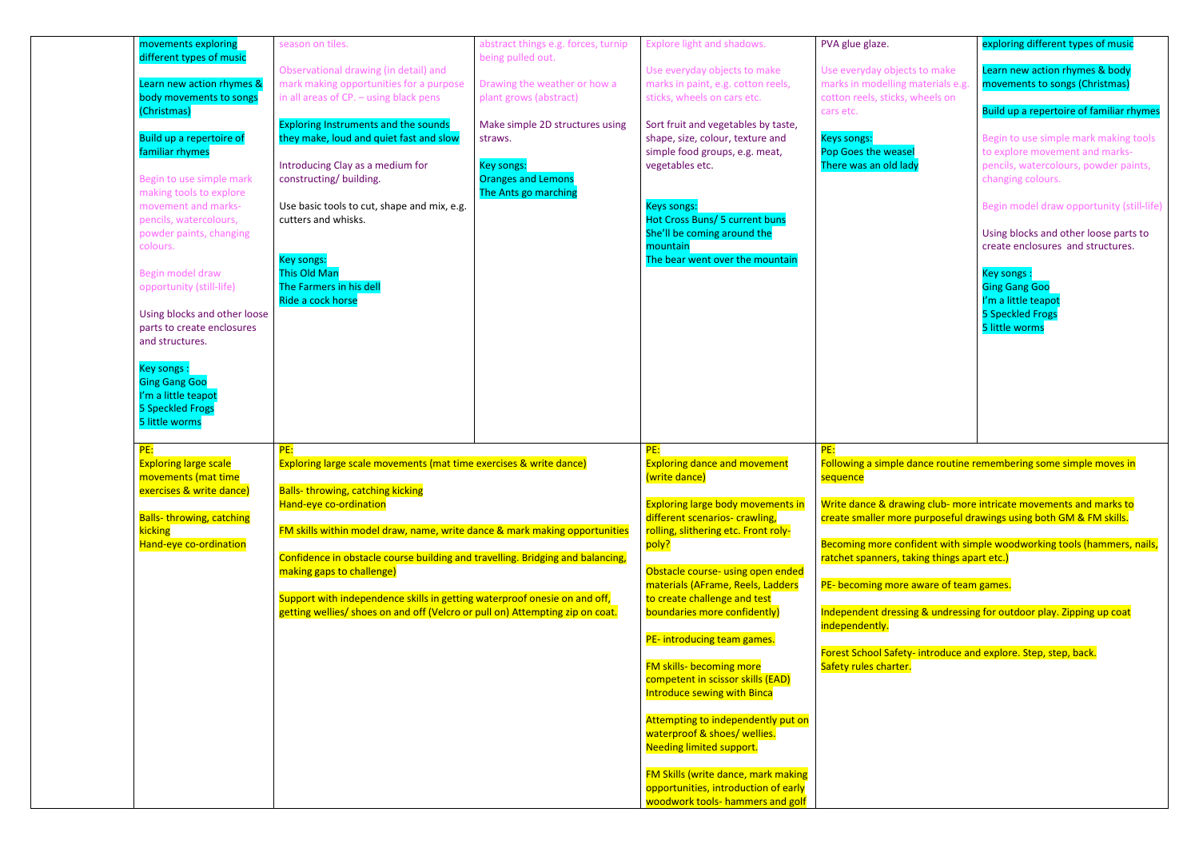| | | | | | | |
|---|---|---|---|---|---|---|
| | movements exploring different types of music<br><br>Learn new action rhymes & body movements to songs (Christmas)<br><br>Build up a repertoire of familiar rhymes<br><br>Begin to use simple mark making tools to explore movement and marks- pencils, watercolours, powder paints, changing colours.<br><br>Begin model draw opportunity (still-life)<br><br>Using blocks and other loose parts to create enclosures and structures.<br><br>Key songs :<br>Ging Gang Goo<br>I'm a little teapot<br>5 Speckled Frogs<br>5 little worms | season on tiles.<br><br>Observational drawing (in detail) and mark making opportunities for a purpose in all areas of CP. – using black pens<br><br>Exploring Instruments and the sounds they make, loud and quiet fast and slow<br><br>Introducing Clay as a medium for constructing/ building.<br><br>Use basic tools to cut, shape and mix, e.g. cutters and whisks.<br><br>Key songs:<br>This Old Man<br>The Farmers in his dell<br>Ride a cock horse | abstract things e.g. forces, turnip being pulled out.<br><br>Drawing the weather or how a plant grows (abstract)<br><br>Make simple 2D structures using straws.<br><br>Key songs:<br>Oranges and Lemons<br>The Ants go marching | Explore light and shadows.<br><br>Use everyday objects to make marks in paint, e.g. cotton reels, sticks, wheels on cars etc.<br><br>Sort fruit and vegetables by taste, shape, size, colour, texture and simple food groups, e.g. meat, vegetables etc.<br><br>Keys songs:<br>Hot Cross Buns/ 5 current buns<br>She'll be coming around the mountain<br>The bear went over the mountain | PVA glue glaze.<br><br>Use everyday objects to make marks in modelling materials e.g. cotton reels, sticks, wheels on cars etc.<br><br>Keys songs:<br>Pop Goes the weasel<br>There was an old lady | exploring different types of music<br><br>Learn new action rhymes & body movements to songs (Christmas)<br><br>Build up a repertoire of familiar rhymes<br><br>Begin to use simple mark making tools to explore movement and marks- pencils, watercolours, powder paints, changing colours.<br><br>Begin model draw opportunity (still-life)<br><br>Using blocks and other loose parts to create enclosures and structures.<br><br>Key songs :<br>Ging Gang Goo<br>I'm a little teapot<br>5 Speckled Frogs<br>5 little worms |
| | PE:<br>Exploring large scale movements (mat time exercises & write dance)<br><br>Balls- throwing, catching kicking<br>Hand-eye co-ordination | PE:<br>Exploring large scale movements (mat time exercises & write dance)<br><br>Balls- throwing, catching kicking<br>Hand-eye co-ordination<br><br>FM skills within model draw, name, write dance & mark making opportunities<br><br>Confidence in obstacle course building and travelling. Bridging and balancing, making gaps to challenge)<br><br>Support with independence skills in getting waterproof onesie on and off, getting wellies/ shoes on and off (Velcro or pull on) Attempting zip on coat. | | PE:<br>Exploring dance and movement (write dance)<br><br>Exploring large body movements in different scenarios- crawling, rolling, slithering etc. Front roly-poly?<br><br>Obstacle course- using open ended materials (AFrame, Reels, Ladders to create challenge and test boundaries more confidently)<br><br>PE- introducing team games.<br><br>FM skills- becoming more competent in scissor skills (EAD) Introduce sewing with Binca<br><br>Attempting to independently put on waterproof & shoes/ wellies. Needing limited support.<br><br>FM Skills (write dance, mark making opportunities, introduction of early woodwork tools- hammers and golf | PE:<br>Following a simple dance routine remembering some simple moves in sequence<br><br>Write dance & drawing club- more intricate movements and marks to create smaller more purposeful drawings using both GM & FM skills.<br><br>Becoming more confident with simple woodworking tools (hammers, nails, ratchet spanners, taking things apart etc.)<br><br>PE- becoming more aware of team games.<br><br>Independent dressing & undressing for outdoor play. Zipping up coat independently.<br><br>Forest School Safety- introduce and explore. Step, step, back.<br>Safety rules charter. | |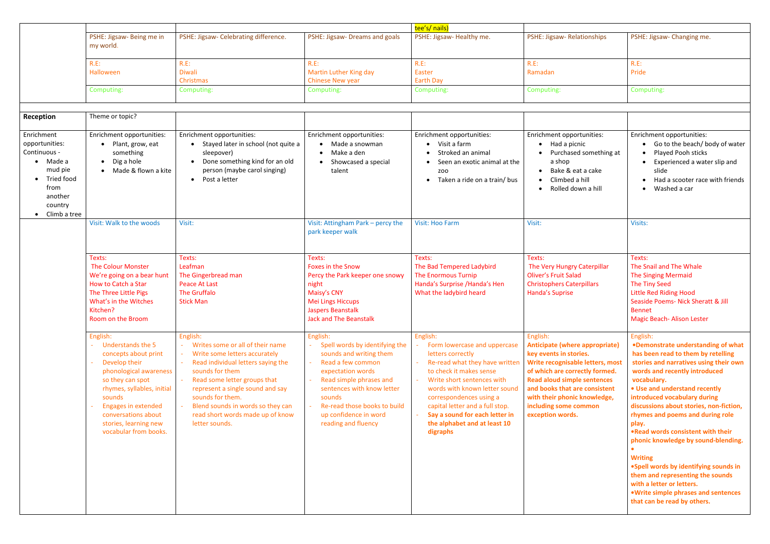| | | | | | | |
|---|---|---|---|---|---|---|
| | | | | tee's/ nails) | | |
| | PSHE: Jigsaw- Being me in my world. | PSHE: Jigsaw- Celebrating difference. | PSHE: Jigsaw- Dreams and goals | PSHE: Jigsaw- Healthy me. | PSHE: Jigsaw- Relationships | PSHE: Jigsaw- Changing me. |
| | R.E:<br>Halloween | R.E:<br>Diwali<br>Christmas | R.E:<br>Martin Luther King day<br>Chinese New year | R.E:<br>Easter<br>Earth Day | R.E:<br>Ramadan | R.E:<br>Pride |
| | Computing: | Computing: | Computing: | Computing: | Computing: | Computing: |
| | | | | | | |
| **Reception** | Theme or topic? | | | | | |
| Enrichment opportunities: Continuous -<br>• Made a mud pie<br>• Tried food from another country<br>• Climb a tree | Enrichment opportunities:<br>• Plant, grow, eat something<br>• Dig a hole<br>• Made & flown a kite | Enrichment opportunities:<br>• Stayed later in school (not quite a sleepover)<br>• Done something kind for an old person (maybe carol singing)<br>• Post a letter | Enrichment opportunities:<br>• Made a snowman<br>• Make a den<br>• Showcased a special talent | Enrichment opportunities:<br>• Visit a farm<br>• Stroked an animal<br>• Seen an exotic animal at the zoo<br>• Taken a ride on a train/ bus | Enrichment opportunities:<br>• Had a picnic<br>• Purchased something at a shop<br>• Bake & eat a cake<br>• Climbed a hill<br>• Rolled down a hill | Enrichment opportunities:<br>• Go to the beach/ body of water<br>• Played Pooh sticks<br>• Experienced a water slip and slide<br>• Had a scooter race with friends<br>• Washed a car |
| | Visit: Walk to the woods | Visit: | Visit: Attingham Park – percy the park keeper walk | Visit: Hoo Farm | Visit: | Visits: |
| | Texts:<br>The Colour Monster<br>We're going on a bear hunt<br>How to Catch a Star<br>The Three Little Pigs<br>What's in the Witches Kitchen?<br>Room on the Broom | Texts:<br>Leafman<br>The Gingerbread man<br>Peace At Last<br>The Gruffalo<br>Stick Man | Texts:<br>Foxes in the Snow<br>Percy the Park keeper one snowy night<br>Maisy's CNY<br>Mei Lings Hiccups<br>Jaspers Beanstalk<br>Jack and The Beanstalk | Texts:<br>The Bad Tempered Ladybird<br>The Enormous Turnip<br>Handa's Surprise /Handa's Hen<br>What the ladybird heard | Texts:<br>The Very Hungry Caterpillar<br>Oliver's Fruit Salad<br>Christophers Caterpillars<br>Handa's Suprise | Texts:<br>The Snail and The Whale<br>The Singing Mermaid<br>The Tiny Seed<br>Little Red Riding Hood<br>Seaside Poems- Nick Sheratt & Jill Bennet<br>Magic Beach- Alison Lester |
| | English:<br>- Understands the 5 concepts about print<br>- Develop their phonological awareness so they can spot rhymes, syllables, initial sounds<br>- Engages in extended conversations about stories, learning new vocabular from books. | English:<br>- Writes some or all of their name<br>- Write some letters accurately<br>- Read individual letters saying the sounds for them<br>- Read some letter groups that represent a single sound and say sounds for them.<br>- Blend sounds in words so they can read short words made up of know letter sounds. | English:<br>- Spell words by identifying the sounds and writing them<br>- Read a few common expectation words<br>- Read simple phrases and sentences with know letter sounds<br>- Re-read those books to build up confidence in word reading and fluency | English:<br>- Form lowercase and uppercase letters correctly<br>- Re-read what they have written to check it makes sense<br>- Write short sentences with words with known letter sound correspondences using a capital letter and a full stop.<br>- **Say a sound for each letter in the alphabet and at least 10 digraphs** | English:<br>**Anticipate (where appropriate) key events in stories.**<br>**Write recognisable letters, most of which are correctly formed.**<br>**Read aloud simple sentences and books that are consistent with their phonic knowledge, including some common exception words.** | English:<br>**•Demonstrate understanding of what has been read to them by retelling stories and narratives using their own words and recently introduced vocabulary.**<br>**• Use and understand recently introduced vocabulary during discussions about stories, non-fiction, rhymes and poems and during role play.**<br>**•Read words consistent with their phonic knowledge by sound-blending.**<br>•<br>**Writing**<br>**•Spell words by identifying sounds in them and representing the sounds with a letter or letters.**<br>**•Write simple phrases and sentences that can be read by others.** |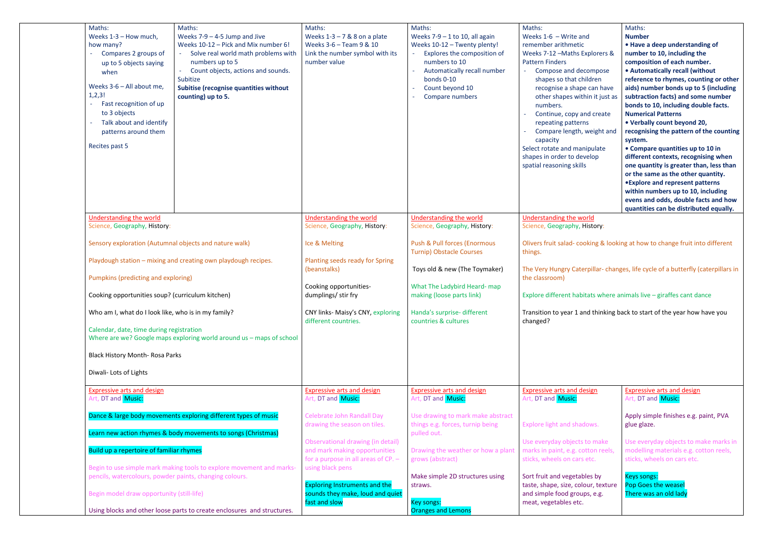| | | | | | | |
|---|---|---|---|---|---|---|
| | Maths:<br>Weeks 1-3 – How much, how many?<br>- Compares 2 groups of up to 5 objects saying when<br><br>Weeks 3-6 – All about me, 1,2,3!<br>- Fast recognition of up to 3 objects<br>- Talk about and identify patterns around them<br><br>Recites past 5 | Maths:<br>Weeks 7-9 – 4-5 Jump and Jive<br>Weeks 10-12 – Pick and Mix number 6!<br>- Solve real world math problems with numbers up to 5<br>- Count objects, actions and sounds.<br>Subitize<br>**Subitise (recognise quantities without counting) up to 5.** | Maths:<br>Weeks 1-3 – 7 & 8 on a plate<br>Weeks 3-6 – Team 9 & 10<br>Link the number symbol with its number value | Maths:<br>Weeks 7-9 – 1 to 10, all again<br>Weeks 10-12 – Twenty plenty!<br>- Explores the composition of numbers to 10<br>- Automatically recall number bonds 0-10<br>- Count beyond 10<br>- Compare numbers | Maths:<br>Weeks 1-6 – Write and remember arithmetic<br>Weeks 7-12 –Maths Explorers & Pattern Finders<br>- Compose and decompose shapes so that children recognise a shape can have other shapes within it just as numbers.<br>- Continue, copy and create repeating patterns<br>- Compare length, weight and capacity<br>Select rotate and manipulate shapes in order to develop spatial reasoning skills | Maths:<br>**Number**<br>**• Have a deep understanding of number to 10, including the composition of each number.**<br>**• Automatically recall (without reference to rhymes, counting or other aids) number bonds up to 5 (including subtraction facts) and some number bonds to 10, including double facts.**<br>**Numerical Patterns**<br>**• Verbally count beyond 20, recognising the pattern of the counting system.**<br>**• Compare quantities up to 10 in different contexts, recognising when one quantity is greater than, less than or the same as the other quantity.**<br>**•Explore and represent patterns within numbers up to 10, including evens and odds, double facts and how quantities can be distributed equally.** |
| | Understanding the world<br>Science, Geography, History:<br><br>Sensory exploration (Autumnal objects and nature walk)<br><br>Playdough station – mixing and creating own playdough recipes.<br><br>Pumpkins (predicting and exploring)<br><br>Cooking opportunities soup? (curriculum kitchen)<br><br>Who am I, what do I look like, who is in my family?<br><br>Calendar, date, time during registration<br>Where are we? Google maps exploring world around us – maps of school<br><br>Black History Month- Rosa Parks<br><br>Diwali- Lots of Lights | | Understanding the world<br>Science, Geography, History:<br><br>Ice & Melting<br><br>Planting seeds ready for Spring (beanstalks)<br><br>Cooking opportunities- dumplings/ stir fry<br><br>CNY links- Maisy's CNY, exploring different countries. | Understanding the world<br>Science, Geography, History:<br><br>Push & Pull forces (Enormous Turnip) Obstacle Courses<br><br>Toys old & new (The Toymaker)<br><br>What The Ladybird Heard- map making (loose parts link)<br><br>Handa's surprise- different countries & cultures | Understanding the world<br>Science, Geography, History:<br><br>Olivers fruit salad- cooking & looking at how to change fruit into different things.<br><br>The Very Hungry Caterpillar- changes, life cycle of a butterfly (caterpillars in the classroom)<br><br>Explore different habitats where animals live – giraffes cant dance<br><br>Transition to year 1 and thinking back to start of the year how have you changed? | |
| | Expressive arts and design<br>Art, DT and Music:<br><br>Dance & large body movements exploring different types of music<br><br>Learn new action rhymes & body movements to songs (Christmas)<br><br>Build up a repertoire of familiar rhymes<br><br>Begin to use simple mark making tools to explore movement and marks- pencils, watercolours, powder paints, changing colours.<br><br>Begin model draw opportunity (still-life)<br><br>Using blocks and other loose parts to create enclosures and structures. | | Expressive arts and design<br>Art, DT and Music:<br><br>Celebrate John Randall Day drawing the season on tiles.<br><br>Observational drawing (in detail) and mark making opportunities for a purpose in all areas of CP. – using black pens<br><br>Exploring Instruments and the sounds they make, loud and quiet fast and slow | Expressive arts and design<br>Art, DT and Music:<br><br>Use drawing to mark make abstract things e.g. forces, turnip being pulled out.<br><br>Drawing the weather or how a plant grows (abstract)<br><br>Make simple 2D structures using straws.<br><br>Key songs:<br>Oranges and Lemons | Expressive arts and design<br>Art, DT and Music:<br><br>Explore light and shadows.<br><br>Use everyday objects to make marks in paint, e.g. cotton reels, sticks, wheels on cars etc.<br><br>Sort fruit and vegetables by taste, shape, size, colour, texture and simple food groups, e.g. meat, vegetables etc. | Expressive arts and design<br>Art, DT and Music:<br><br>Apply simple finishes e.g. paint, PVA glue glaze.<br><br>Use everyday objects to make marks in modelling materials e.g. cotton reels, sticks, wheels on cars etc.<br><br>Keys songs:<br>Pop Goes the weasel<br>There was an old lady |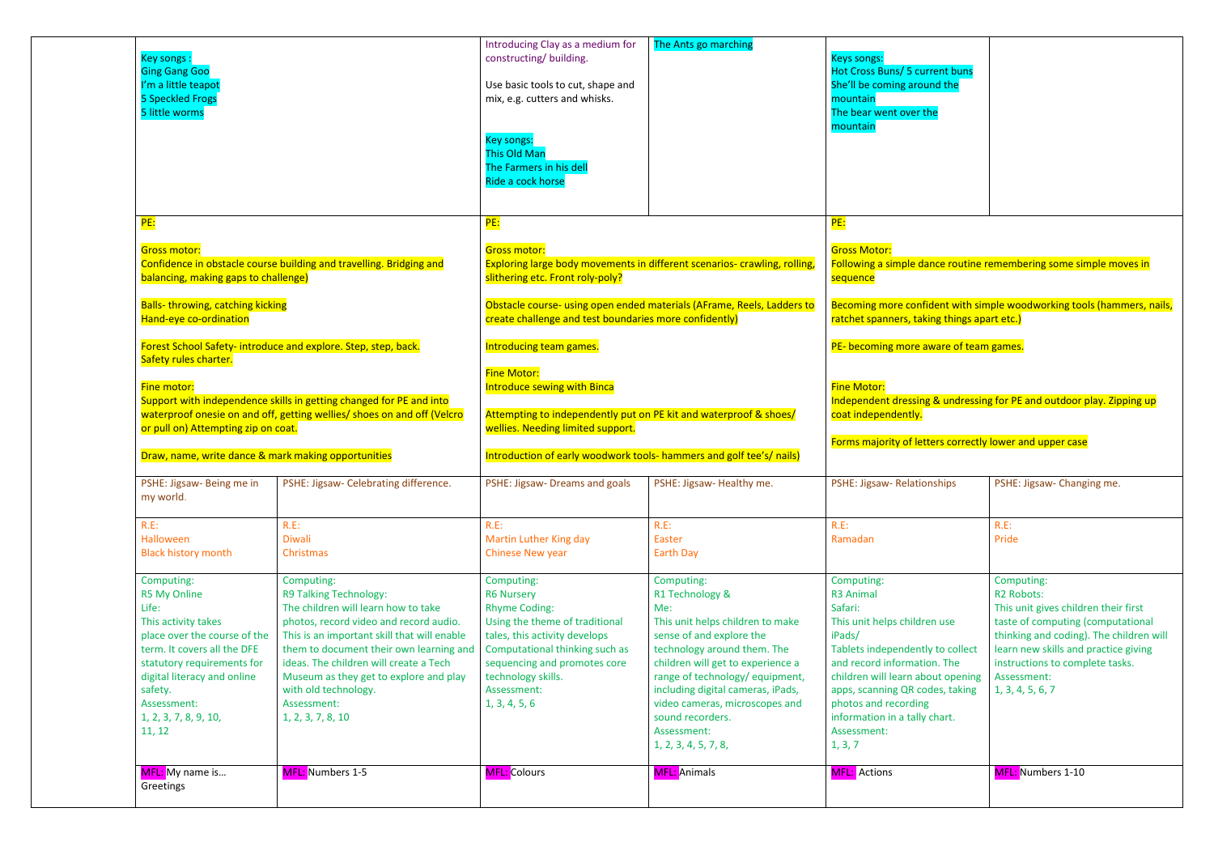| | | | | | | |
|---|---|---|---|---|---|---|
| | Key songs :<br>Ging Gang Goo<br>I'm a little teapot<br>5 Speckled Frogs<br>5 little worms | | Introducing Clay as a medium for constructing/ building.<br><br>Use basic tools to cut, shape and mix, e.g. cutters and whisks.<br><br>Key songs:<br>This Old Man<br>The Farmers in his dell<br>Ride a cock horse | The Ants go marching | Keys songs:<br>Hot Cross Buns/ 5 current buns<br>She'll be coming around the mountain<br>The bear went over the mountain | |
| | PE:<br><br>Gross motor:<br>Confidence in obstacle course building and travelling. Bridging and balancing, making gaps to challenge)<br><br>Balls- throwing, catching kicking<br>Hand-eye co-ordination<br><br>Forest School Safety- introduce and explore. Step, step, back.<br>Safety rules charter.<br><br>Fine motor:<br>Support with independence skills in getting changed for PE and into waterproof onesie on and off, getting wellies/ shoes on and off (Velcro or pull on) Attempting zip on coat.<br><br>Draw, name, write dance & mark making opportunities | | PE:<br><br>Gross motor:<br>Exploring large body movements in different scenarios- crawling, rolling, slithering etc. Front roly-poly?<br><br>Obstacle course- using open ended materials (AFrame, Reels, Ladders to create challenge and test boundaries more confidently)<br><br>Introducing team games.<br><br>Fine Motor:<br>Introduce sewing with Binca<br><br>Attempting to independently put on PE kit and waterproof & shoes/ wellies. Needing limited support.<br><br>Introduction of early woodwork tools- hammers and golf tee's/ nails) | | PE:<br><br>Gross Motor:<br>Following a simple dance routine remembering some simple moves in sequence<br><br>Becoming more confident with simple woodworking tools (hammers, nails, ratchet spanners, taking things apart etc.)<br><br>PE- becoming more aware of team games.<br><br>Fine Motor:<br>Independent dressing & undressing for PE and outdoor play. Zipping up coat independently.<br><br>Forms majority of letters correctly lower and upper case | |
| | PSHE: Jigsaw- Being me in my world. | PSHE: Jigsaw- Celebrating difference. | PSHE: Jigsaw- Dreams and goals | PSHE: Jigsaw- Healthy me. | PSHE: Jigsaw- Relationships | PSHE: Jigsaw- Changing me. |
| | R.E:<br>Halloween<br>Black history month | R.E:<br>Diwali<br>Christmas | R.E:<br>Martin Luther King day<br>Chinese New year | R.E:<br>Easter<br>Earth Day | R.E:<br>Ramadan | R.E:<br>Pride |
| | Computing:<br>R5 My Online Life:<br>This activity takes place over the course of the term. It covers all the DFE statutory requirements for digital literacy and online safety.<br>Assessment:<br>1, 2, 3, 7, 8, 9, 10, 11, 12 | Computing:<br>R9 Talking Technology:<br>The children will learn how to take photos, record video and record audio. This is an important skill that will enable them to document their own learning and ideas. The children will create a Tech Museum as they get to explore and play with old technology.<br>Assessment:<br>1, 2, 3, 7, 8, 10 | Computing:<br>R6 Nursery Rhyme Coding:<br>Using the theme of traditional tales, this activity develops Computational thinking such as sequencing and promotes core technology skills.<br>Assessment:<br>1, 3, 4, 5, 6 | Computing:<br>R1 Technology & Me:<br>This unit helps children to make sense of and explore the technology around them. The children will get to experience a range of technology/ equipment, including digital cameras, iPads, video cameras, microscopes and sound recorders.<br>Assessment:<br>1, 2, 3, 4, 5, 7, 8, | Computing:<br>R3 Animal Safari:<br>This unit helps children use iPads/<br>Tablets independently to collect and record information. The children will learn about opening apps, scanning QR codes, taking photos and recording information in a tally chart.<br>Assessment:<br>1, 3, 7 | Computing:<br>R2 Robots:<br>This unit gives children their first taste of computing (computational thinking and coding). The children will learn new skills and practice giving instructions to complete tasks.<br>Assessment:<br>1, 3, 4, 5, 6, 7 |
| | MFL: My name is…<br>Greetings | MFL: Numbers 1-5 | MFL: Colours | MFL: Animals | MFL: Actions | MFL: Numbers 1-10 |